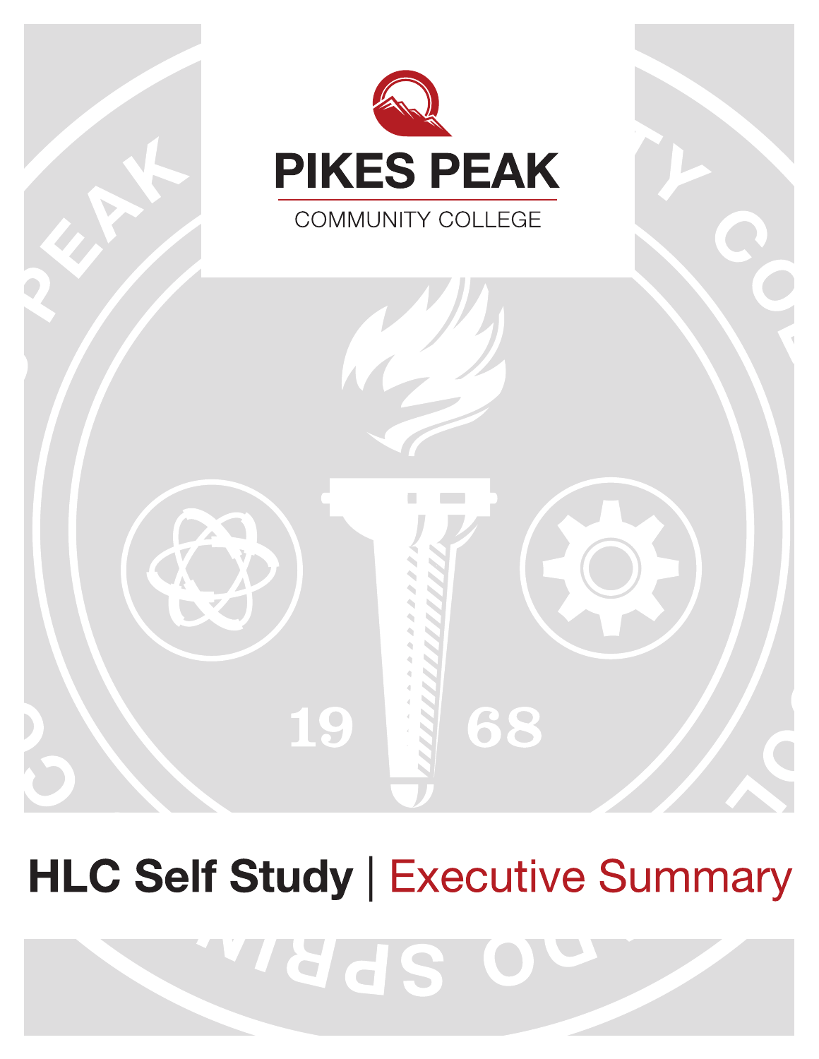# PIKES PEAK

COMMUNITY COLLEGE

# HLC Self Study | Executive Summary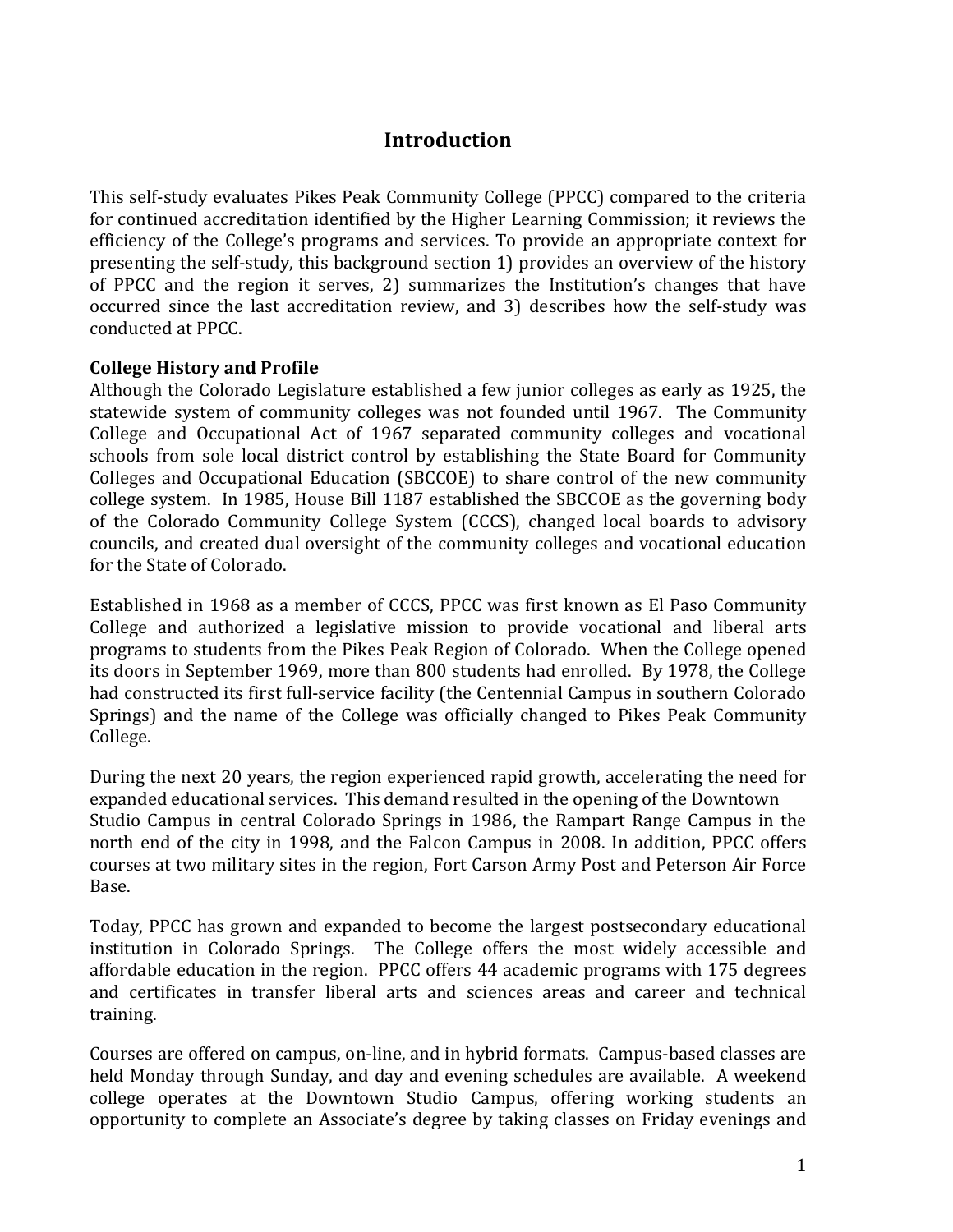# Introduction

This self-study evaluates Pikes Peak Community College (PPCC) compared to the criteria for continued accreditation identified by the Higher Learning Commission; it reviews the efficiency of the College's programs and services. To provide an appropriate context for presenting the self-study, this background section 1) provides an overview of the history of PPCC and the region it serves, 2) summarizes the Institution's changes that have occurred since the last accreditation review, and 3) describes how the self-study was conducted at PPCC.

**College History and Profile**

Although the Colorado Legislature established a few junior colleges as early as 1925, the statewide system of community colleges was not founded until 1967. The Community College and Occupational Act of 1967 separated community colleges and vocational schools from sole local district control by establishing the State Board for Community Colleges and Occupational Education (SBCCOE) to share control of the new community college system. In 1985, House Bill 1187 established the SBCCOE as the governing body of the Colorado Community College System (CCCS), changed local boards to advisory councils, and created dual oversight of the community colleges and vocational education for the State of Colorado.

Established in 1968 as a member of CCCS, PPCC was first known as El Paso Community College and authorized a legislative mission to provide vocational and liberal arts programs to students from the Pikes Peak Region of Colorado. When the College opened its doors in September 1969, more than 800 students had enrolled. By 1978, the College had constructed its first full-service facility (the Centennial Campus in southern Colorado Springs) and the name of the College was officially changed to Pikes Peak Community College.

During the next 20 years, the region experienced rapid growth, accelerating the need for expanded educational services. This demand resulted in the opening of the Downtown Studio Campus in central Colorado Springs in 1986, the Rampart Range Campus in the north end of the city in 1998, and the Falcon Campus in 2008. In addition, PPCC offers courses at two military sites in the region, Fort Carson Army Post and Peterson Air Force Base.

Today, PPCC has grown and expanded to become the largest postsecondary educational institution in Colorado Springs. The College offers the most widely accessible and affordable education in the region. PPCC offers 44 academic programs with 175 degrees and certificates in transfer liberal arts and sciences areas and career and technical training.

Courses are offered on campus, on-line, and in hybrid formats. Campus-based classes are held Monday through Sunday, and day and evening schedules are available. A weekend college operates at the Downtown Studio Campus, offering working students an opportunity to complete an Associate's degree by taking classes on Friday evenings and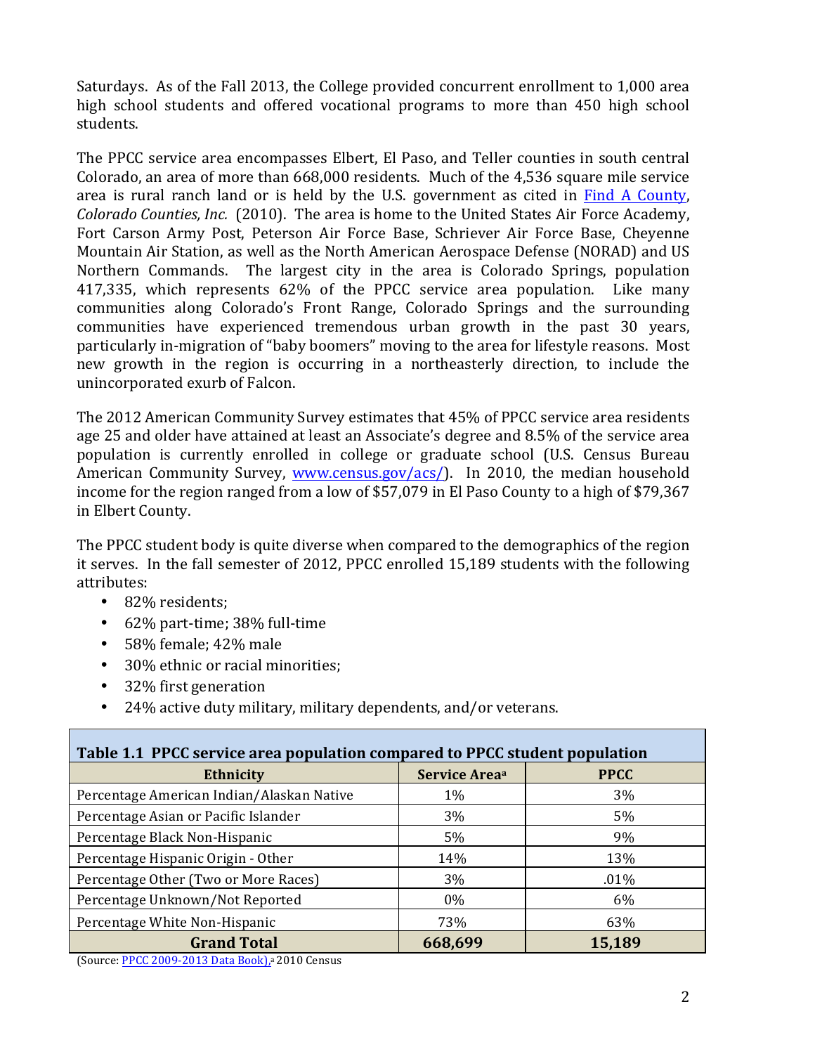Saturdays. As of the Fall 2013, the College provided concurrent enrollment to 1,000 area high school students and offered vocational programs to more than 450 high school students.

The PPCC service area encompasses Elbert, El Paso, and Teller counties in south central Colorado, an area of more than 668,000 residents. Much of the 4,536 square mile service area is rural ranch land or is held by the U.S. government as cited in Find A County, *Colorado Counties, Inc.* (2010). The area is home to the United States Air Force Academy, Fort Carson Army Post, Peterson Air Force Base, Schriever Air Force Base, Cheyenne Mountain Air Station, as well as the North American Aerospace Defense (NORAD) and US Northern Commands. The largest city in the area is Colorado Springs, population 417,335, which represents 62% of the PPCC service area population. Like many communities along Colorado's Front Range, Colorado Springs and the surrounding communities have experienced tremendous urban growth in the past 30 years, particularly in-migration of "baby boomers" moving to the area for lifestyle reasons. Most new growth in the region is occurring in a northeasterly direction, to include the unincorporated exurb of Falcon.

The 2012 American Community Survey estimates that 45% of PPCC service area residents age 25 and older have attained at least an Associate's degree and 8.5% of the service area population is currently enrolled in college or graduate school (U.S. Census Bureau American Community Survey, www.census.gov/acs/). In 2010, the median household income for the region ranged from a low of $57,079 in El Paso County to a high of $79,367 in Elbert County.

The PPCC student body is quite diverse when compared to the demographics of the region it serves. In the fall semester of 2012, PPCC enrolled 15,189 students with the following attributes:

- 82% residents;
- 62% part-time; 38% full-time
- 58% female; 42% male
- 30% ethnic or racial minorities;
- 32% first generation
- 24% active duty military, military dependents, and/or veterans.

**Table 1.1 PPCC service area population compared to PPCC student population**

| Ethnicity | Service Area[a] | PPCC |
|---|---|---|
| Percentage American Indian/Alaskan Native | 1% | 3% |
| Percentage Asian or Pacific Islander | 3% | 5% |
| Percentage Black Non-Hispanic | 5% | 9% |
| Percentage Hispanic Origin - Other | 14% | 13% |
| Percentage Other (Two or More Races) | 3% | .01% |
| Percentage Unknown/Not Reported | 0% | 6% |
| Percentage White Non-Hispanic | 73% | 63% |
| **Grand Total** | **668,699** | **15,189** |

(Source: PPCC 2009-2013 Data Book), [a] 2010 Census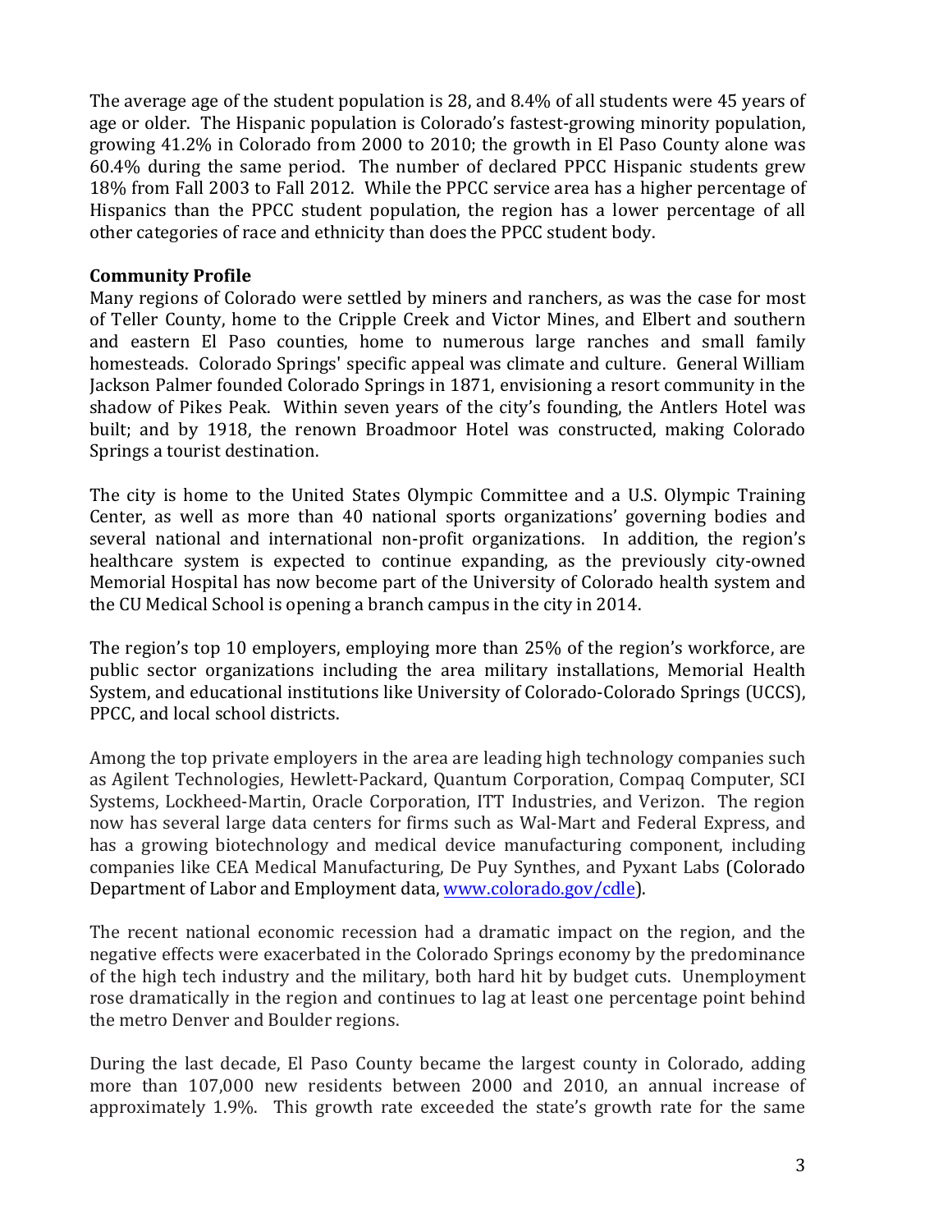The average age of the student population is 28, and 8.4% of all students were 45 years of age or older. The Hispanic population is Colorado's fastest-growing minority population, growing 41.2% in Colorado from 2000 to 2010; the growth in El Paso County alone was 60.4% during the same period. The number of declared PPCC Hispanic students grew 18% from Fall 2003 to Fall 2012. While the PPCC service area has a higher percentage of Hispanics than the PPCC student population, the region has a lower percentage of all other categories of race and ethnicity than does the PPCC student body.

**Community Profile**

Many regions of Colorado were settled by miners and ranchers, as was the case for most of Teller County, home to the Cripple Creek and Victor Mines, and Elbert and southern and eastern El Paso counties, home to numerous large ranches and small family homesteads. Colorado Springs' specific appeal was climate and culture. General William Jackson Palmer founded Colorado Springs in 1871, envisioning a resort community in the shadow of Pikes Peak. Within seven years of the city's founding, the Antlers Hotel was built; and by 1918, the renown Broadmoor Hotel was constructed, making Colorado Springs a tourist destination.

The city is home to the United States Olympic Committee and a U.S. Olympic Training Center, as well as more than 40 national sports organizations' governing bodies and several national and international non-profit organizations. In addition, the region's healthcare system is expected to continue expanding, as the previously city-owned Memorial Hospital has now become part of the University of Colorado health system and the CU Medical School is opening a branch campus in the city in 2014.

The region's top 10 employers, employing more than 25% of the region's workforce, are public sector organizations including the area military installations, Memorial Health System, and educational institutions like University of Colorado-Colorado Springs (UCCS), PPCC, and local school districts.

Among the top private employers in the area are leading high technology companies such as Agilent Technologies, Hewlett-Packard, Quantum Corporation, Compaq Computer, SCI Systems, Lockheed-Martin, Oracle Corporation, ITT Industries, and Verizon. The region now has several large data centers for firms such as Wal-Mart and Federal Express, and has a growing biotechnology and medical device manufacturing component, including companies like CEA Medical Manufacturing, De Puy Synthes, and Pyxant Labs (Colorado Department of Labor and Employment data, [www.colorado.gov/cdle](www.colorado.gov/cdle)).

The recent national economic recession had a dramatic impact on the region, and the negative effects were exacerbated in the Colorado Springs economy by the predominance of the high tech industry and the military, both hard hit by budget cuts. Unemployment rose dramatically in the region and continues to lag at least one percentage point behind the metro Denver and Boulder regions.

During the last decade, El Paso County became the largest county in Colorado, adding more than 107,000 new residents between 2000 and 2010, an annual increase of approximately 1.9%. This growth rate exceeded the state's growth rate for the same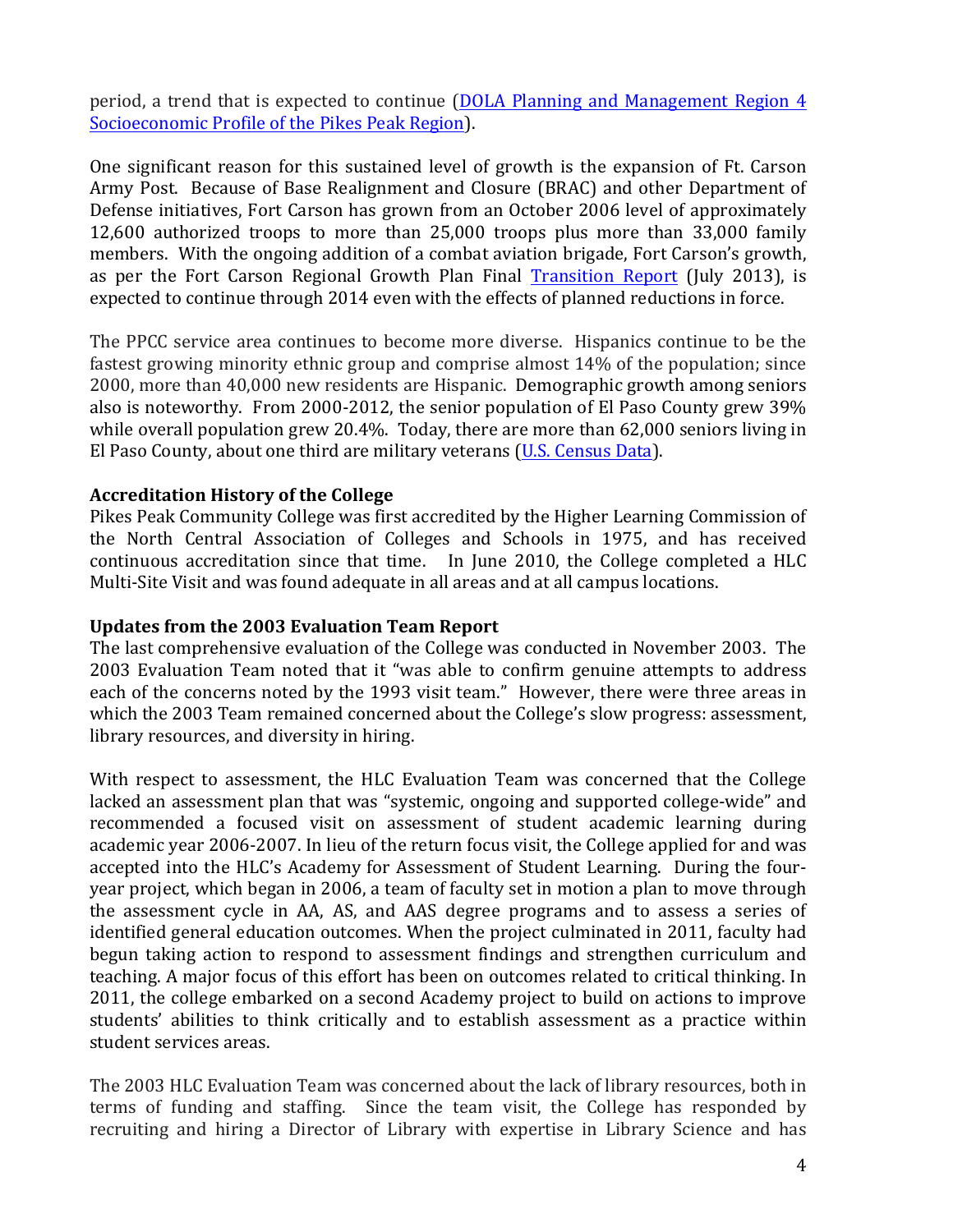period, a trend that is expected to continue ([DOLA Planning and Management Region 4 Socioeconomic Profile of the Pikes Peak Region]).

One significant reason for this sustained level of growth is the expansion of Ft. Carson Army Post. Because of Base Realignment and Closure (BRAC) and other Department of Defense initiatives, Fort Carson has grown from an October 2006 level of approximately 12,600 authorized troops to more than 25,000 troops plus more than 33,000 family members. With the ongoing addition of a combat aviation brigade, Fort Carson's growth, as per the Fort Carson Regional Growth Plan Final [Transition Report] (July 2013), is expected to continue through 2014 even with the effects of planned reductions in force.

The PPCC service area continues to become more diverse. Hispanics continue to be the fastest growing minority ethnic group and comprise almost 14% of the population; since 2000, more than 40,000 new residents are Hispanic. Demographic growth among seniors also is noteworthy. From 2000-2012, the senior population of El Paso County grew 39% while overall population grew 20.4%. Today, there are more than 62,000 seniors living in El Paso County, about one third are military veterans ([U.S. Census Data]).

**Accreditation History of the College**

Pikes Peak Community College was first accredited by the Higher Learning Commission of the North Central Association of Colleges and Schools in 1975, and has received continuous accreditation since that time. In June 2010, the College completed a HLC Multi-Site Visit and was found adequate in all areas and at all campus locations.

**Updates from the 2003 Evaluation Team Report**

The last comprehensive evaluation of the College was conducted in November 2003. The 2003 Evaluation Team noted that it "was able to confirm genuine attempts to address each of the concerns noted by the 1993 visit team." However, there were three areas in which the 2003 Team remained concerned about the College's slow progress: assessment, library resources, and diversity in hiring.

With respect to assessment, the HLC Evaluation Team was concerned that the College lacked an assessment plan that was "systemic, ongoing and supported college-wide" and recommended a focused visit on assessment of student academic learning during academic year 2006-2007. In lieu of the return focus visit, the College applied for and was accepted into the HLC's Academy for Assessment of Student Learning. During the four-year project, which began in 2006, a team of faculty set in motion a plan to move through the assessment cycle in AA, AS, and AAS degree programs and to assess a series of identified general education outcomes. When the project culminated in 2011, faculty had begun taking action to respond to assessment findings and strengthen curriculum and teaching. A major focus of this effort has been on outcomes related to critical thinking. In 2011, the college embarked on a second Academy project to build on actions to improve students' abilities to think critically and to establish assessment as a practice within student services areas.

The 2003 HLC Evaluation Team was concerned about the lack of library resources, both in terms of funding and staffing. Since the team visit, the College has responded by recruiting and hiring a Director of Library with expertise in Library Science and has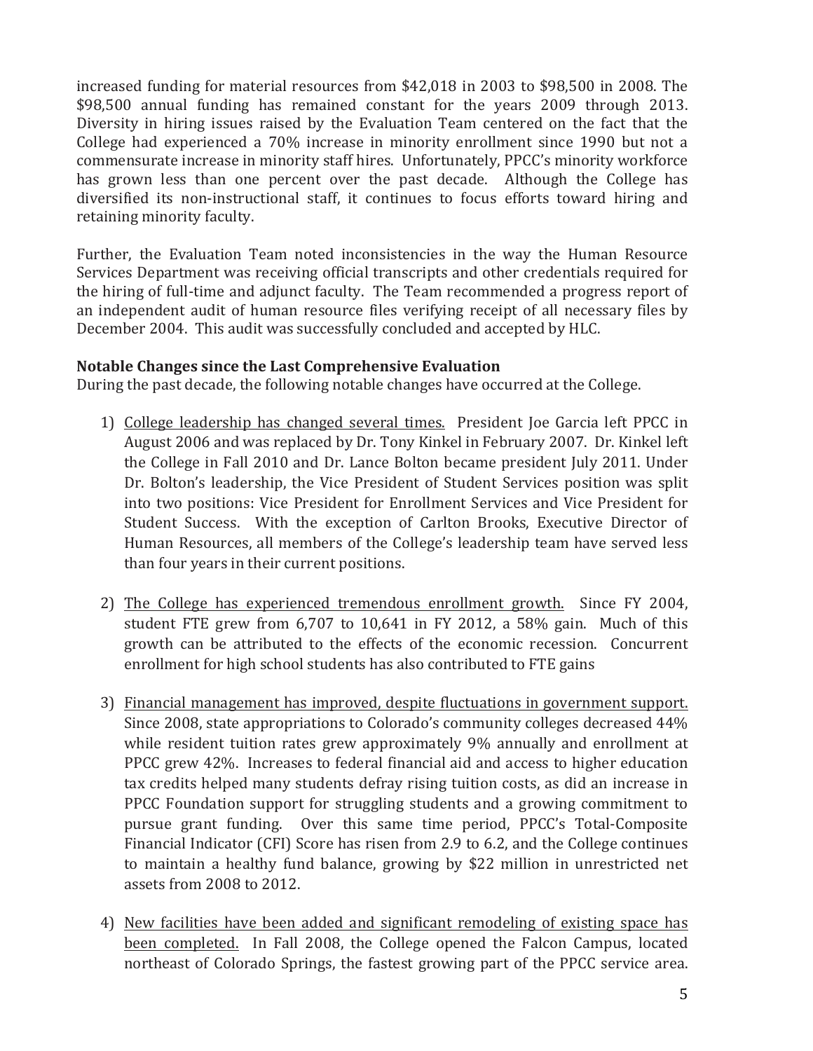increased funding for material resources from $42,018 in 2003 to $98,500 in 2008. The $98,500 annual funding has remained constant for the years 2009 through 2013. Diversity in hiring issues raised by the Evaluation Team centered on the fact that the College had experienced a 70% increase in minority enrollment since 1990 but not a commensurate increase in minority staff hires. Unfortunately, PPCC's minority workforce has grown less than one percent over the past decade. Although the College has diversified its non-instructional staff, it continues to focus efforts toward hiring and retaining minority faculty.

Further, the Evaluation Team noted inconsistencies in the way the Human Resource Services Department was receiving official transcripts and other credentials required for the hiring of full-time and adjunct faculty. The Team recommended a progress report of an independent audit of human resource files verifying receipt of all necessary files by December 2004. This audit was successfully concluded and accepted by HLC.

**Notable Changes since the Last Comprehensive Evaluation**

During the past decade, the following notable changes have occurred at the College.

1) College leadership has changed several times. President Joe Garcia left PPCC in August 2006 and was replaced by Dr. Tony Kinkel in February 2007. Dr. Kinkel left the College in Fall 2010 and Dr. Lance Bolton became president July 2011. Under Dr. Bolton's leadership, the Vice President of Student Services position was split into two positions: Vice President for Enrollment Services and Vice President for Student Success. With the exception of Carlton Brooks, Executive Director of Human Resources, all members of the College's leadership team have served less than four years in their current positions.

2) The College has experienced tremendous enrollment growth. Since FY 2004, student FTE grew from 6,707 to 10,641 in FY 2012, a 58% gain. Much of this growth can be attributed to the effects of the economic recession. Concurrent enrollment for high school students has also contributed to FTE gains

3) Financial management has improved, despite fluctuations in government support. Since 2008, state appropriations to Colorado's community colleges decreased 44% while resident tuition rates grew approximately 9% annually and enrollment at PPCC grew 42%. Increases to federal financial aid and access to higher education tax credits helped many students defray rising tuition costs, as did an increase in PPCC Foundation support for struggling students and a growing commitment to pursue grant funding. Over this same time period, PPCC's Total-Composite Financial Indicator (CFI) Score has risen from 2.9 to 6.2, and the College continues to maintain a healthy fund balance, growing by $22 million in unrestricted net assets from 2008 to 2012.

4) New facilities have been added and significant remodeling of existing space has been completed. In Fall 2008, the College opened the Falcon Campus, located northeast of Colorado Springs, the fastest growing part of the PPCC service area.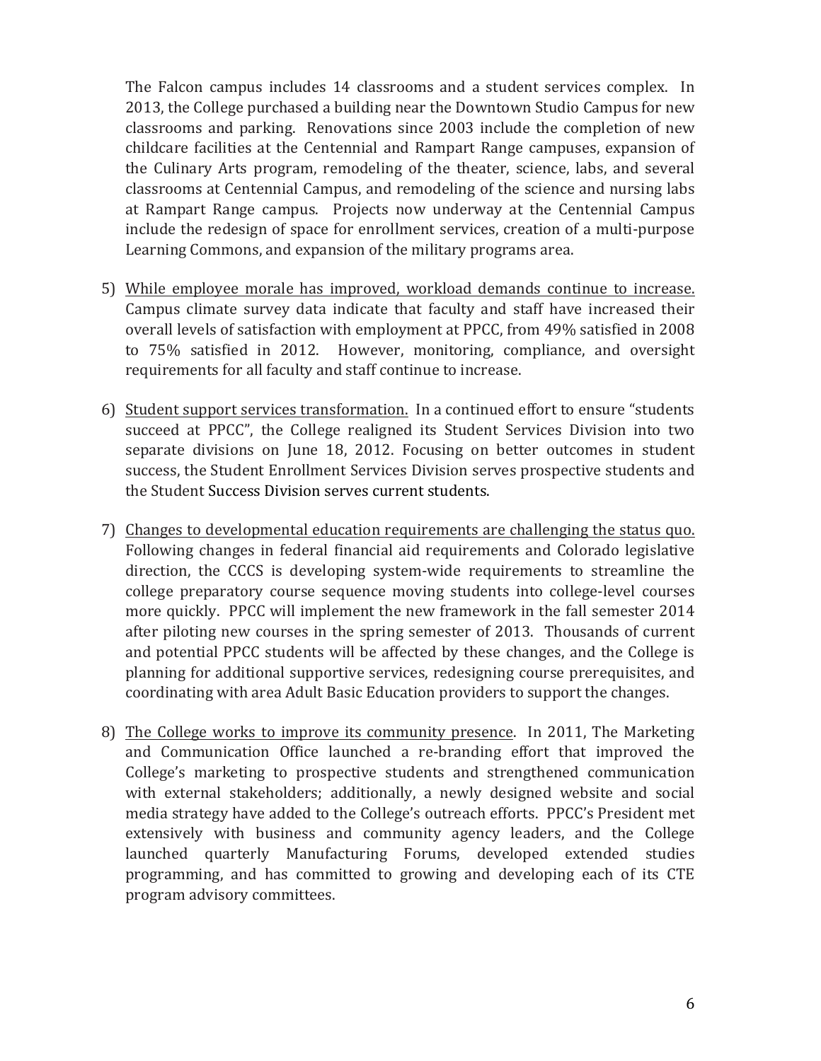The Falcon campus includes 14 classrooms and a student services complex. In 2013, the College purchased a building near the Downtown Studio Campus for new classrooms and parking. Renovations since 2003 include the completion of new childcare facilities at the Centennial and Rampart Range campuses, expansion of the Culinary Arts program, remodeling of the theater, science, labs, and several classrooms at Centennial Campus, and remodeling of the science and nursing labs at Rampart Range campus. Projects now underway at the Centennial Campus include the redesign of space for enrollment services, creation of a multi-purpose Learning Commons, and expansion of the military programs area.

5) <u>While employee morale has improved, workload demands continue to increase.</u> Campus climate survey data indicate that faculty and staff have increased their overall levels of satisfaction with employment at PPCC, from 49% satisfied in 2008 to 75% satisfied in 2012. However, monitoring, compliance, and oversight requirements for all faculty and staff continue to increase.

6) <u>Student support services transformation.</u> In a continued effort to ensure "students succeed at PPCC", the College realigned its Student Services Division into two separate divisions on June 18, 2012. Focusing on better outcomes in student success, the Student Enrollment Services Division serves prospective students and the Student Success Division serves current students.

7) <u>Changes to developmental education requirements are challenging the status quo.</u> Following changes in federal financial aid requirements and Colorado legislative direction, the CCCS is developing system-wide requirements to streamline the college preparatory course sequence moving students into college-level courses more quickly. PPCC will implement the new framework in the fall semester 2014 after piloting new courses in the spring semester of 2013. Thousands of current and potential PPCC students will be affected by these changes, and the College is planning for additional supportive services, redesigning course prerequisites, and coordinating with area Adult Basic Education providers to support the changes.

8) <u>The College works to improve its community presence</u>. In 2011, The Marketing and Communication Office launched a re-branding effort that improved the College's marketing to prospective students and strengthened communication with external stakeholders; additionally, a newly designed website and social media strategy have added to the College's outreach efforts. PPCC's President met extensively with business and community agency leaders, and the College launched quarterly Manufacturing Forums, developed extended studies programming, and has committed to growing and developing each of its CTE program advisory committees.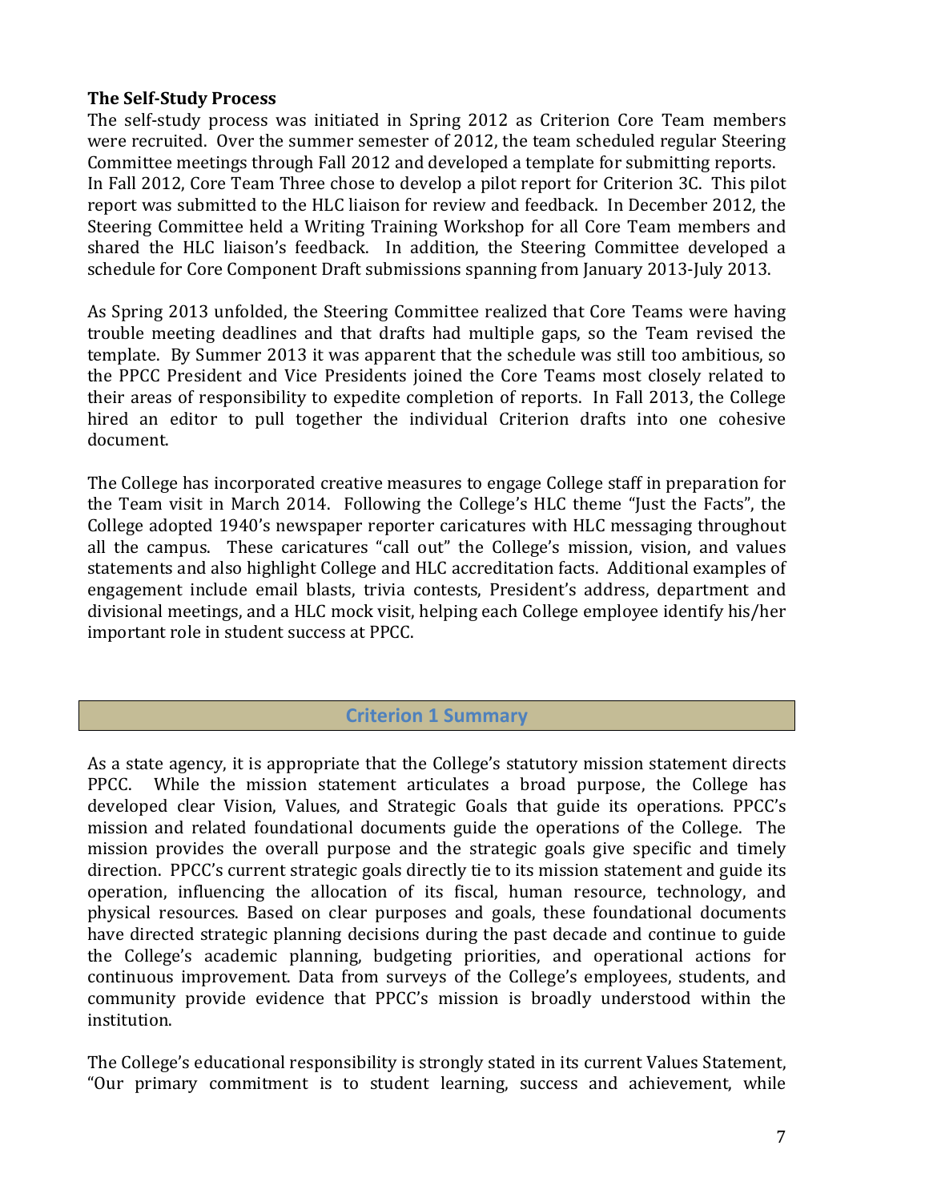**The Self-Study Process**

The self-study process was initiated in Spring 2012 as Criterion Core Team members were recruited. Over the summer semester of 2012, the team scheduled regular Steering Committee meetings through Fall 2012 and developed a template for submitting reports. In Fall 2012, Core Team Three chose to develop a pilot report for Criterion 3C. This pilot report was submitted to the HLC liaison for review and feedback. In December 2012, the Steering Committee held a Writing Training Workshop for all Core Team members and shared the HLC liaison's feedback. In addition, the Steering Committee developed a schedule for Core Component Draft submissions spanning from January 2013-July 2013.

As Spring 2013 unfolded, the Steering Committee realized that Core Teams were having trouble meeting deadlines and that drafts had multiple gaps, so the Team revised the template. By Summer 2013 it was apparent that the schedule was still too ambitious, so the PPCC President and Vice Presidents joined the Core Teams most closely related to their areas of responsibility to expedite completion of reports. In Fall 2013, the College hired an editor to pull together the individual Criterion drafts into one cohesive document.

The College has incorporated creative measures to engage College staff in preparation for the Team visit in March 2014. Following the College's HLC theme "Just the Facts", the College adopted 1940's newspaper reporter caricatures with HLC messaging throughout all the campus. These caricatures "call out" the College's mission, vision, and values statements and also highlight College and HLC accreditation facts. Additional examples of engagement include email blasts, trivia contests, President's address, department and divisional meetings, and a HLC mock visit, helping each College employee identify his/her important role in student success at PPCC.

## Criterion 1 Summary

As a state agency, it is appropriate that the College's statutory mission statement directs PPCC. While the mission statement articulates a broad purpose, the College has developed clear Vision, Values, and Strategic Goals that guide its operations. PPCC's mission and related foundational documents guide the operations of the College. The mission provides the overall purpose and the strategic goals give specific and timely direction. PPCC's current strategic goals directly tie to its mission statement and guide its operation, influencing the allocation of its fiscal, human resource, technology, and physical resources. Based on clear purposes and goals, these foundational documents have directed strategic planning decisions during the past decade and continue to guide the College's academic planning, budgeting priorities, and operational actions for continuous improvement. Data from surveys of the College's employees, students, and community provide evidence that PPCC's mission is broadly understood within the institution.

The College's educational responsibility is strongly stated in its current Values Statement, "Our primary commitment is to student learning, success and achievement, while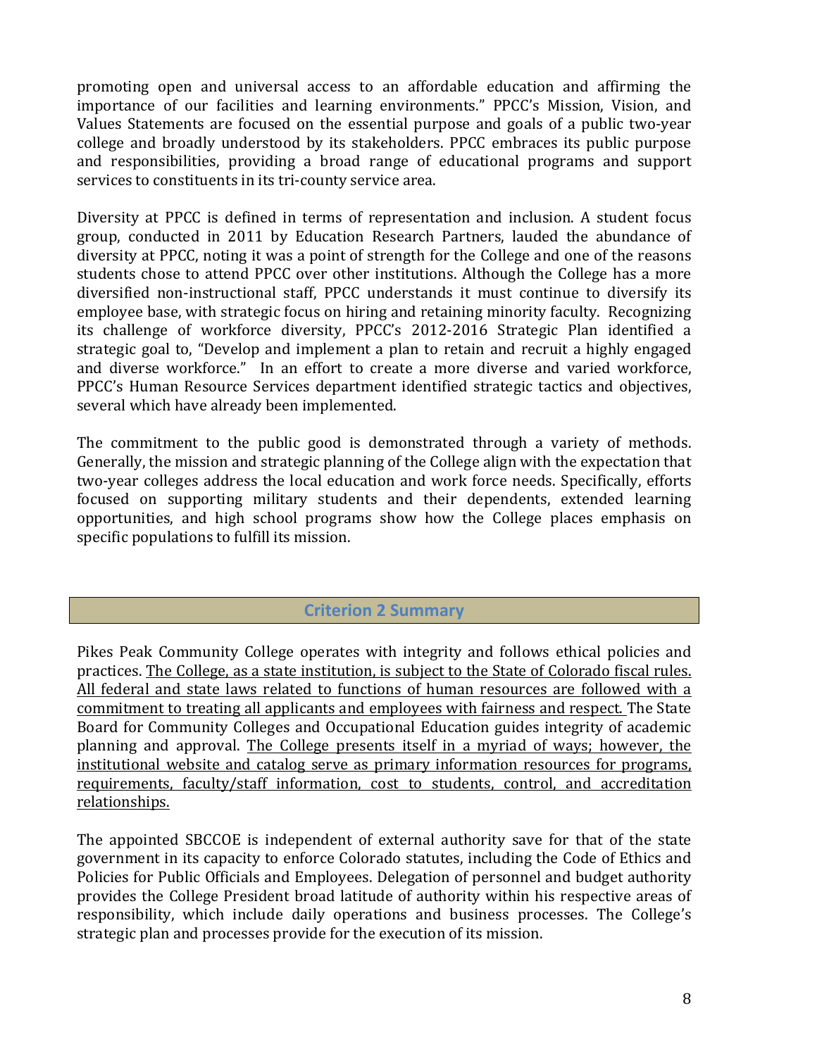promoting open and universal access to an affordable education and affirming the importance of our facilities and learning environments." PPCC's Mission, Vision, and Values Statements are focused on the essential purpose and goals of a public two-year college and broadly understood by its stakeholders. PPCC embraces its public purpose and responsibilities, providing a broad range of educational programs and support services to constituents in its tri-county service area.

Diversity at PPCC is defined in terms of representation and inclusion. A student focus group, conducted in 2011 by Education Research Partners, lauded the abundance of diversity at PPCC, noting it was a point of strength for the College and one of the reasons students chose to attend PPCC over other institutions. Although the College has a more diversified non-instructional staff, PPCC understands it must continue to diversify its employee base, with strategic focus on hiring and retaining minority faculty. Recognizing its challenge of workforce diversity, PPCC's 2012-2016 Strategic Plan identified a strategic goal to, "Develop and implement a plan to retain and recruit a highly engaged and diverse workforce." In an effort to create a more diverse and varied workforce, PPCC's Human Resource Services department identified strategic tactics and objectives, several which have already been implemented.

The commitment to the public good is demonstrated through a variety of methods. Generally, the mission and strategic planning of the College align with the expectation that two-year colleges address the local education and work force needs. Specifically, efforts focused on supporting military students and their dependents, extended learning opportunities, and high school programs show how the College places emphasis on specific populations to fulfill its mission.

## Criterion 2 Summary

Pikes Peak Community College operates with integrity and follows ethical policies and practices. The College, as a state institution, is subject to the State of Colorado fiscal rules. All federal and state laws related to functions of human resources are followed with a commitment to treating all applicants and employees with fairness and respect. The State Board for Community Colleges and Occupational Education guides integrity of academic planning and approval. The College presents itself in a myriad of ways; however, the institutional website and catalog serve as primary information resources for programs, requirements, faculty/staff information, cost to students, control, and accreditation relationships.

The appointed SBCCOE is independent of external authority save for that of the state government in its capacity to enforce Colorado statutes, including the Code of Ethics and Policies for Public Officials and Employees. Delegation of personnel and budget authority provides the College President broad latitude of authority within his respective areas of responsibility, which include daily operations and business processes. The College's strategic plan and processes provide for the execution of its mission.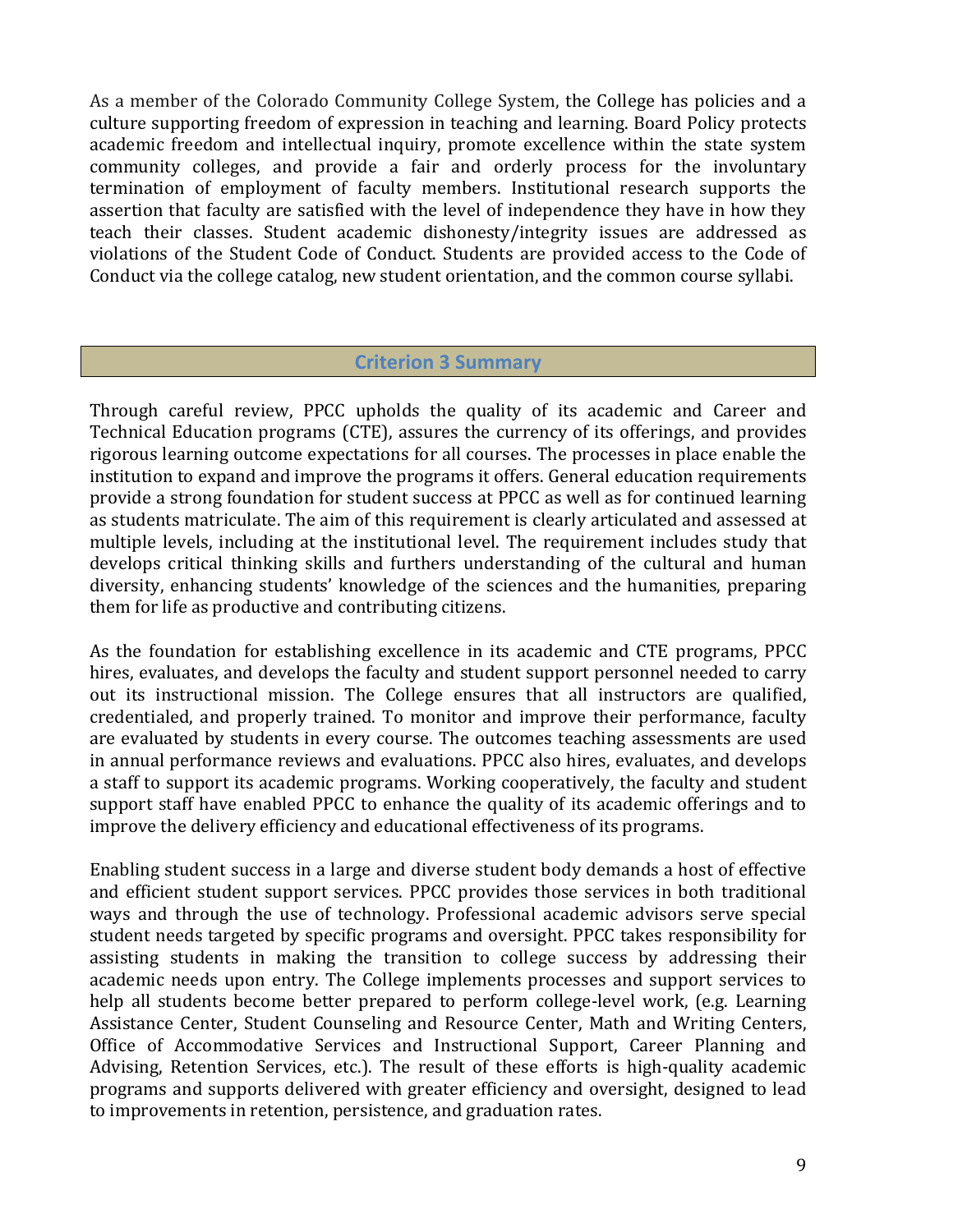As a member of the Colorado Community College System, the College has policies and a culture supporting freedom of expression in teaching and learning. Board Policy protects academic freedom and intellectual inquiry, promote excellence within the state system community colleges, and provide a fair and orderly process for the involuntary termination of employment of faculty members. Institutional research supports the assertion that faculty are satisfied with the level of independence they have in how they teach their classes. Student academic dishonesty/integrity issues are addressed as violations of the Student Code of Conduct. Students are provided access to the Code of Conduct via the college catalog, new student orientation, and the common course syllabi.

## Criterion 3 Summary

Through careful review, PPCC upholds the quality of its academic and Career and Technical Education programs (CTE), assures the currency of its offerings, and provides rigorous learning outcome expectations for all courses. The processes in place enable the institution to expand and improve the programs it offers. General education requirements provide a strong foundation for student success at PPCC as well as for continued learning as students matriculate. The aim of this requirement is clearly articulated and assessed at multiple levels, including at the institutional level. The requirement includes study that develops critical thinking skills and furthers understanding of the cultural and human diversity, enhancing students' knowledge of the sciences and the humanities, preparing them for life as productive and contributing citizens.

As the foundation for establishing excellence in its academic and CTE programs, PPCC hires, evaluates, and develops the faculty and student support personnel needed to carry out its instructional mission. The College ensures that all instructors are qualified, credentialed, and properly trained. To monitor and improve their performance, faculty are evaluated by students in every course. The outcomes teaching assessments are used in annual performance reviews and evaluations. PPCC also hires, evaluates, and develops a staff to support its academic programs. Working cooperatively, the faculty and student support staff have enabled PPCC to enhance the quality of its academic offerings and to improve the delivery efficiency and educational effectiveness of its programs.

Enabling student success in a large and diverse student body demands a host of effective and efficient student support services. PPCC provides those services in both traditional ways and through the use of technology. Professional academic advisors serve special student needs targeted by specific programs and oversight. PPCC takes responsibility for assisting students in making the transition to college success by addressing their academic needs upon entry. The College implements processes and support services to help all students become better prepared to perform college-level work, (e.g. Learning Assistance Center, Student Counseling and Resource Center, Math and Writing Centers, Office of Accommodative Services and Instructional Support, Career Planning and Advising, Retention Services, etc.). The result of these efforts is high-quality academic programs and supports delivered with greater efficiency and oversight, designed to lead to improvements in retention, persistence, and graduation rates.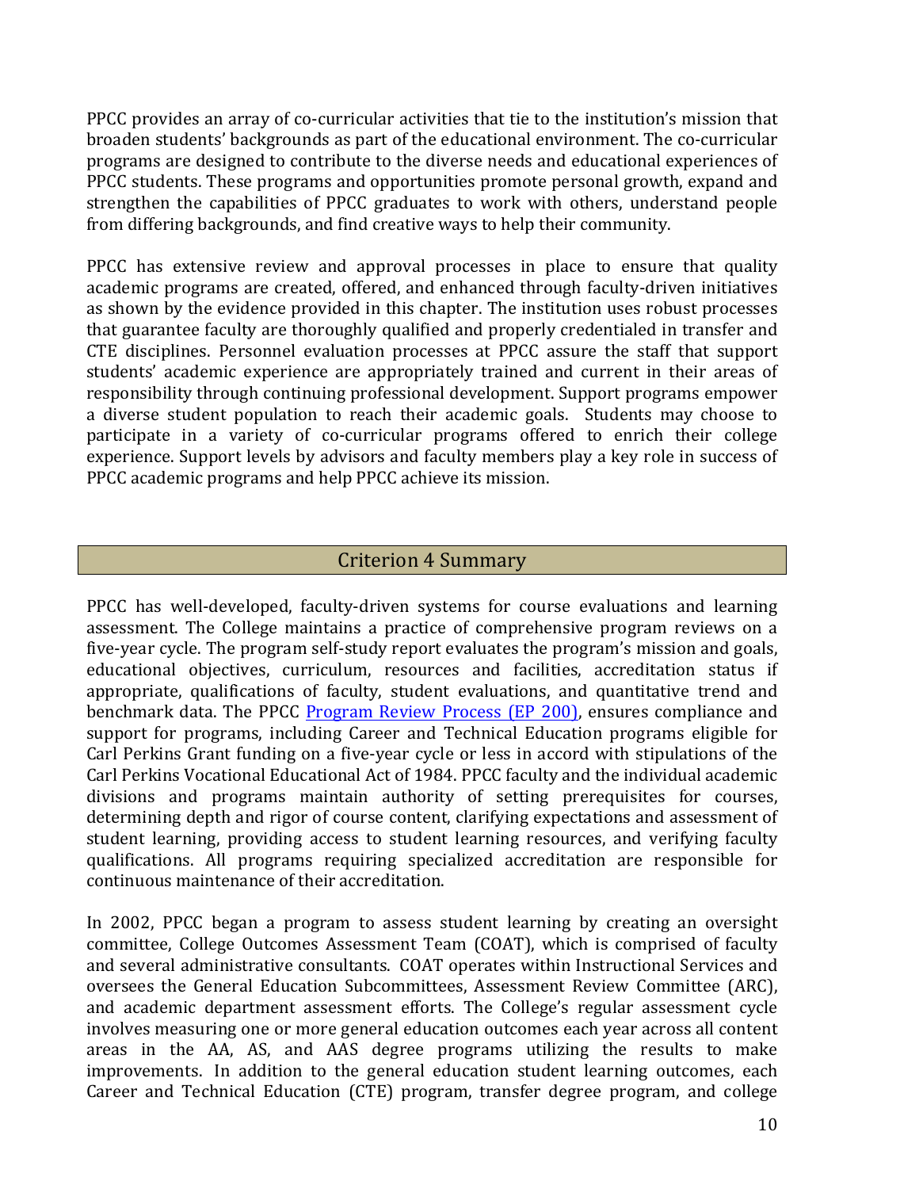PPCC provides an array of co-curricular activities that tie to the institution's mission that broaden students' backgrounds as part of the educational environment. The co-curricular programs are designed to contribute to the diverse needs and educational experiences of PPCC students. These programs and opportunities promote personal growth, expand and strengthen the capabilities of PPCC graduates to work with others, understand people from differing backgrounds, and find creative ways to help their community.

PPCC has extensive review and approval processes in place to ensure that quality academic programs are created, offered, and enhanced through faculty-driven initiatives as shown by the evidence provided in this chapter. The institution uses robust processes that guarantee faculty are thoroughly qualified and properly credentialed in transfer and CTE disciplines. Personnel evaluation processes at PPCC assure the staff that support students' academic experience are appropriately trained and current in their areas of responsibility through continuing professional development. Support programs empower a diverse student population to reach their academic goals. Students may choose to participate in a variety of co-curricular programs offered to enrich their college experience. Support levels by advisors and faculty members play a key role in success of PPCC academic programs and help PPCC achieve its mission.

## Criterion 4 Summary

PPCC has well-developed, faculty-driven systems for course evaluations and learning assessment. The College maintains a practice of comprehensive program reviews on a five-year cycle. The program self-study report evaluates the program's mission and goals, educational objectives, curriculum, resources and facilities, accreditation status if appropriate, qualifications of faculty, student evaluations, and quantitative trend and benchmark data. The PPCC Program Review Process (EP 200), ensures compliance and support for programs, including Career and Technical Education programs eligible for Carl Perkins Grant funding on a five-year cycle or less in accord with stipulations of the Carl Perkins Vocational Educational Act of 1984. PPCC faculty and the individual academic divisions and programs maintain authority of setting prerequisites for courses, determining depth and rigor of course content, clarifying expectations and assessment of student learning, providing access to student learning resources, and verifying faculty qualifications. All programs requiring specialized accreditation are responsible for continuous maintenance of their accreditation.

In 2002, PPCC began a program to assess student learning by creating an oversight committee, College Outcomes Assessment Team (COAT), which is comprised of faculty and several administrative consultants. COAT operates within Instructional Services and oversees the General Education Subcommittees, Assessment Review Committee (ARC), and academic department assessment efforts. The College's regular assessment cycle involves measuring one or more general education outcomes each year across all content areas in the AA, AS, and AAS degree programs utilizing the results to make improvements. In addition to the general education student learning outcomes, each Career and Technical Education (CTE) program, transfer degree program, and college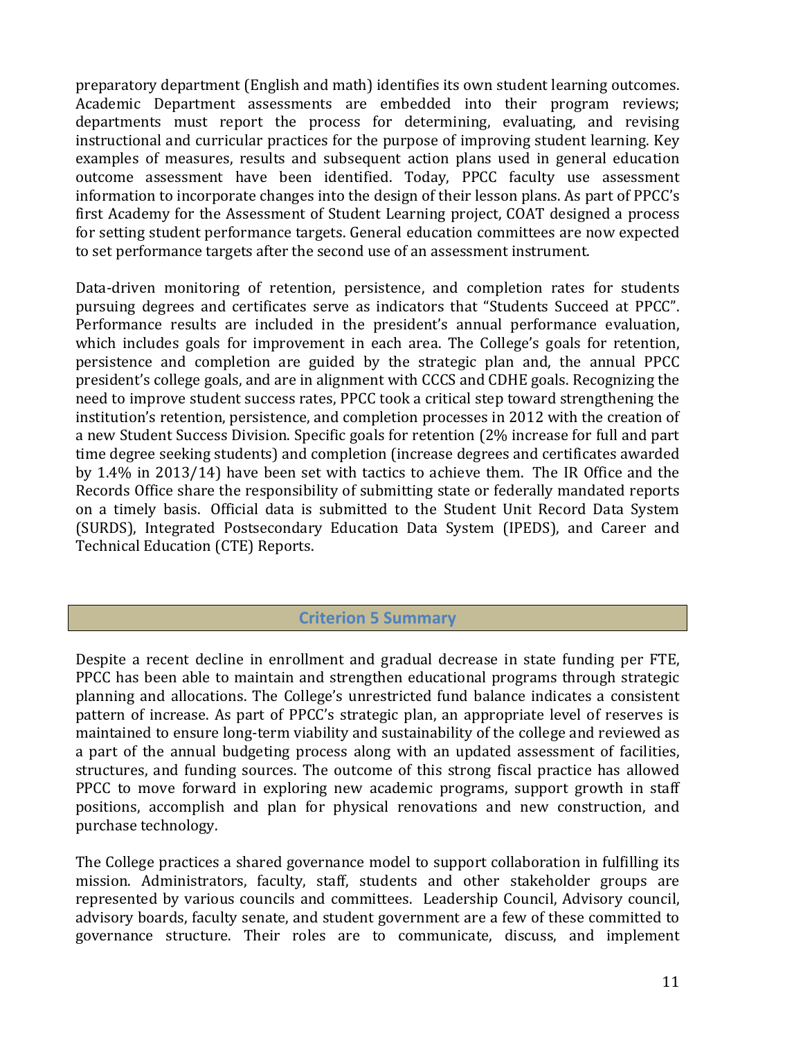preparatory department (English and math) identifies its own student learning outcomes. Academic Department assessments are embedded into their program reviews; departments must report the process for determining, evaluating, and revising instructional and curricular practices for the purpose of improving student learning. Key examples of measures, results and subsequent action plans used in general education outcome assessment have been identified. Today, PPCC faculty use assessment information to incorporate changes into the design of their lesson plans. As part of PPCC's first Academy for the Assessment of Student Learning project, COAT designed a process for setting student performance targets. General education committees are now expected to set performance targets after the second use of an assessment instrument.

Data-driven monitoring of retention, persistence, and completion rates for students pursuing degrees and certificates serve as indicators that "Students Succeed at PPCC". Performance results are included in the president's annual performance evaluation, which includes goals for improvement in each area. The College's goals for retention, persistence and completion are guided by the strategic plan and, the annual PPCC president's college goals, and are in alignment with CCCS and CDHE goals. Recognizing the need to improve student success rates, PPCC took a critical step toward strengthening the institution's retention, persistence, and completion processes in 2012 with the creation of a new Student Success Division. Specific goals for retention (2% increase for full and part time degree seeking students) and completion (increase degrees and certificates awarded by 1.4% in 2013/14) have been set with tactics to achieve them. The IR Office and the Records Office share the responsibility of submitting state or federally mandated reports on a timely basis. Official data is submitted to the Student Unit Record Data System (SURDS), Integrated Postsecondary Education Data System (IPEDS), and Career and Technical Education (CTE) Reports.

## Criterion 5 Summary

Despite a recent decline in enrollment and gradual decrease in state funding per FTE, PPCC has been able to maintain and strengthen educational programs through strategic planning and allocations. The College's unrestricted fund balance indicates a consistent pattern of increase. As part of PPCC's strategic plan, an appropriate level of reserves is maintained to ensure long-term viability and sustainability of the college and reviewed as a part of the annual budgeting process along with an updated assessment of facilities, structures, and funding sources. The outcome of this strong fiscal practice has allowed PPCC to move forward in exploring new academic programs, support growth in staff positions, accomplish and plan for physical renovations and new construction, and purchase technology.

The College practices a shared governance model to support collaboration in fulfilling its mission. Administrators, faculty, staff, students and other stakeholder groups are represented by various councils and committees. Leadership Council, Advisory council, advisory boards, faculty senate, and student government are a few of these committed to governance structure. Their roles are to communicate, discuss, and implement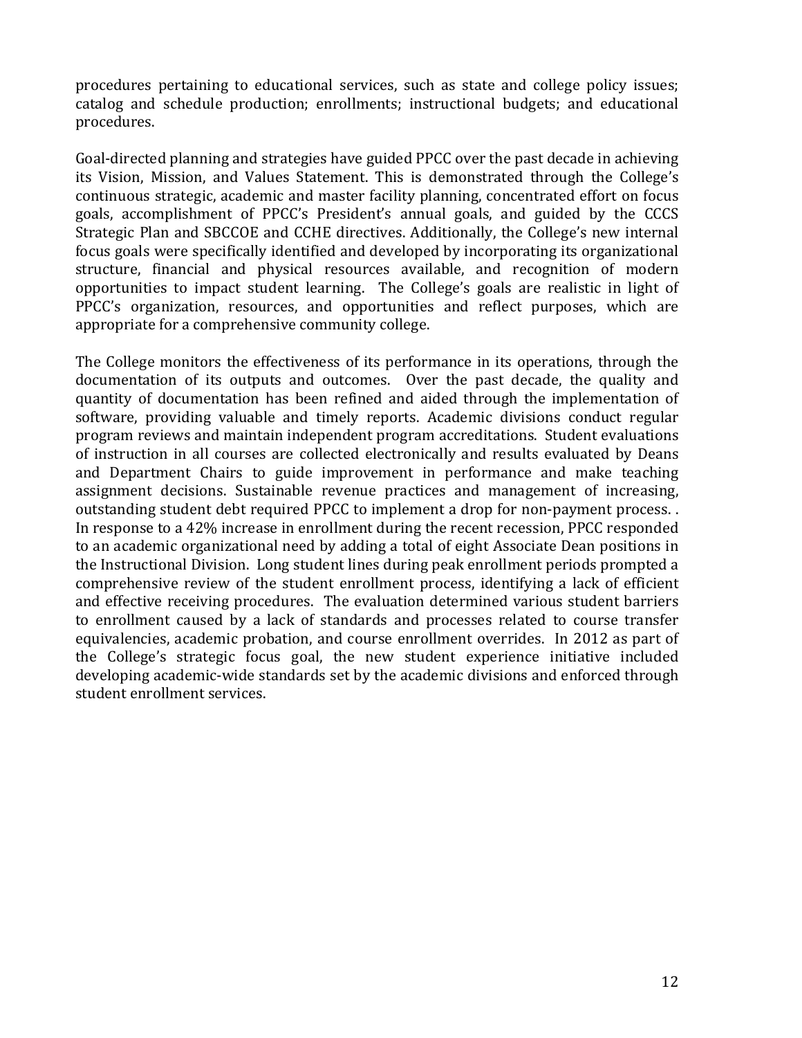procedures pertaining to educational services, such as state and college policy issues; catalog and schedule production; enrollments; instructional budgets; and educational procedures.

Goal-directed planning and strategies have guided PPCC over the past decade in achieving its Vision, Mission, and Values Statement. This is demonstrated through the College's continuous strategic, academic and master facility planning, concentrated effort on focus goals, accomplishment of PPCC's President's annual goals, and guided by the CCCS Strategic Plan and SBCCOE and CCHE directives. Additionally, the College's new internal focus goals were specifically identified and developed by incorporating its organizational structure, financial and physical resources available, and recognition of modern opportunities to impact student learning. The College's goals are realistic in light of PPCC's organization, resources, and opportunities and reflect purposes, which are appropriate for a comprehensive community college.

The College monitors the effectiveness of its performance in its operations, through the documentation of its outputs and outcomes. Over the past decade, the quality and quantity of documentation has been refined and aided through the implementation of software, providing valuable and timely reports. Academic divisions conduct regular program reviews and maintain independent program accreditations. Student evaluations of instruction in all courses are collected electronically and results evaluated by Deans and Department Chairs to guide improvement in performance and make teaching assignment decisions. Sustainable revenue practices and management of increasing, outstanding student debt required PPCC to implement a drop for non-payment process. . In response to a 42% increase in enrollment during the recent recession, PPCC responded to an academic organizational need by adding a total of eight Associate Dean positions in the Instructional Division. Long student lines during peak enrollment periods prompted a comprehensive review of the student enrollment process, identifying a lack of efficient and effective receiving procedures. The evaluation determined various student barriers to enrollment caused by a lack of standards and processes related to course transfer equivalencies, academic probation, and course enrollment overrides. In 2012 as part of the College's strategic focus goal, the new student experience initiative included developing academic-wide standards set by the academic divisions and enforced through student enrollment services.